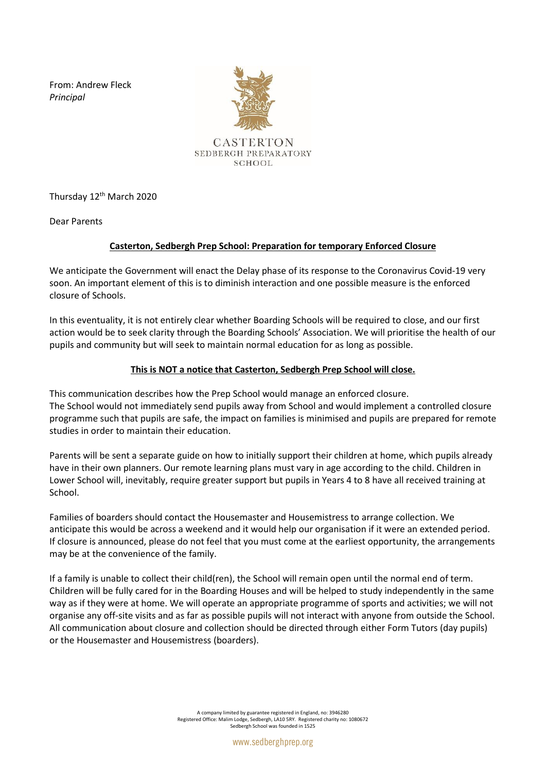From: Andrew Fleck
*Principal*

CASTERTON
SEDBERGH PREPARATORY
SCHOOL

Thursday 12th March 2020

Dear Parents

**Casterton, Sedbergh Prep School: Preparation for temporary Enforced Closure**

We anticipate the Government will enact the Delay phase of its response to the Coronavirus Covid-19 very soon. An important element of this is to diminish interaction and one possible measure is the enforced closure of Schools.

In this eventuality, it is not entirely clear whether Boarding Schools will be required to close, and our first action would be to seek clarity through the Boarding Schools' Association. We will prioritise the health of our pupils and community but will seek to maintain normal education for as long as possible.

**This is NOT a notice that Casterton, Sedbergh Prep School will close.**

This communication describes how the Prep School would manage an enforced closure.
The School would not immediately send pupils away from School and would implement a controlled closure programme such that pupils are safe, the impact on families is minimised and pupils are prepared for remote studies in order to maintain their education.

Parents will be sent a separate guide on how to initially support their children at home, which pupils already have in their own planners. Our remote learning plans must vary in age according to the child. Children in Lower School will, inevitably, require greater support but pupils in Years 4 to 8 have all received training at School.

Families of boarders should contact the Housemaster and Housemistress to arrange collection. We anticipate this would be across a weekend and it would help our organisation if it were an extended period. If closure is announced, please do not feel that you must come at the earliest opportunity, the arrangements may be at the convenience of the family.

If a family is unable to collect their child(ren), the School will remain open until the normal end of term. Children will be fully cared for in the Boarding Houses and will be helped to study independently in the same way as if they were at home. We will operate an appropriate programme of sports and activities; we will not organise any off-site visits and as far as possible pupils will not interact with anyone from outside the School. All communication about closure and collection should be directed through either Form Tutors (day pupils) or the Housemaster and Housemistress (boarders).

A company limited by guarantee registered in England, no: 3946280
Registered Office: Malim Lodge, Sedbergh, LA10 5RY. Registered charity no: 1080672
Sedbergh School was founded in 1525

www.sedberghprep.org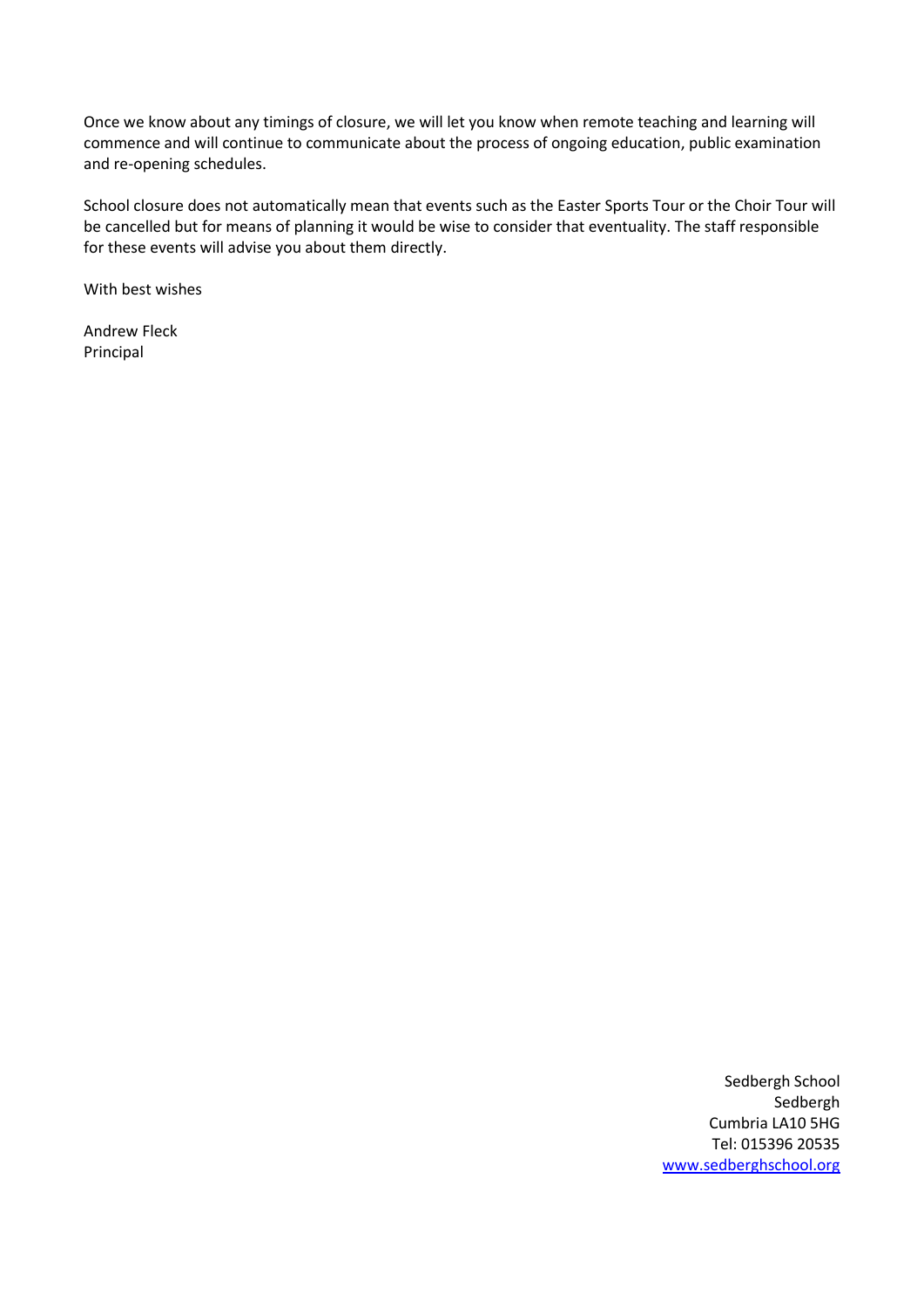Once we know about any timings of closure, we will let you know when remote teaching and learning will commence and will continue to communicate about the process of ongoing education, public examination and re-opening schedules.

School closure does not automatically mean that events such as the Easter Sports Tour or the Choir Tour will be cancelled but for means of planning it would be wise to consider that eventuality. The staff responsible for these events will advise you about them directly.

With best wishes

Andrew Fleck
Principal

Sedbergh School
Sedbergh
Cumbria LA10 5HG
Tel: 015396 20535
www.sedberghschool.org